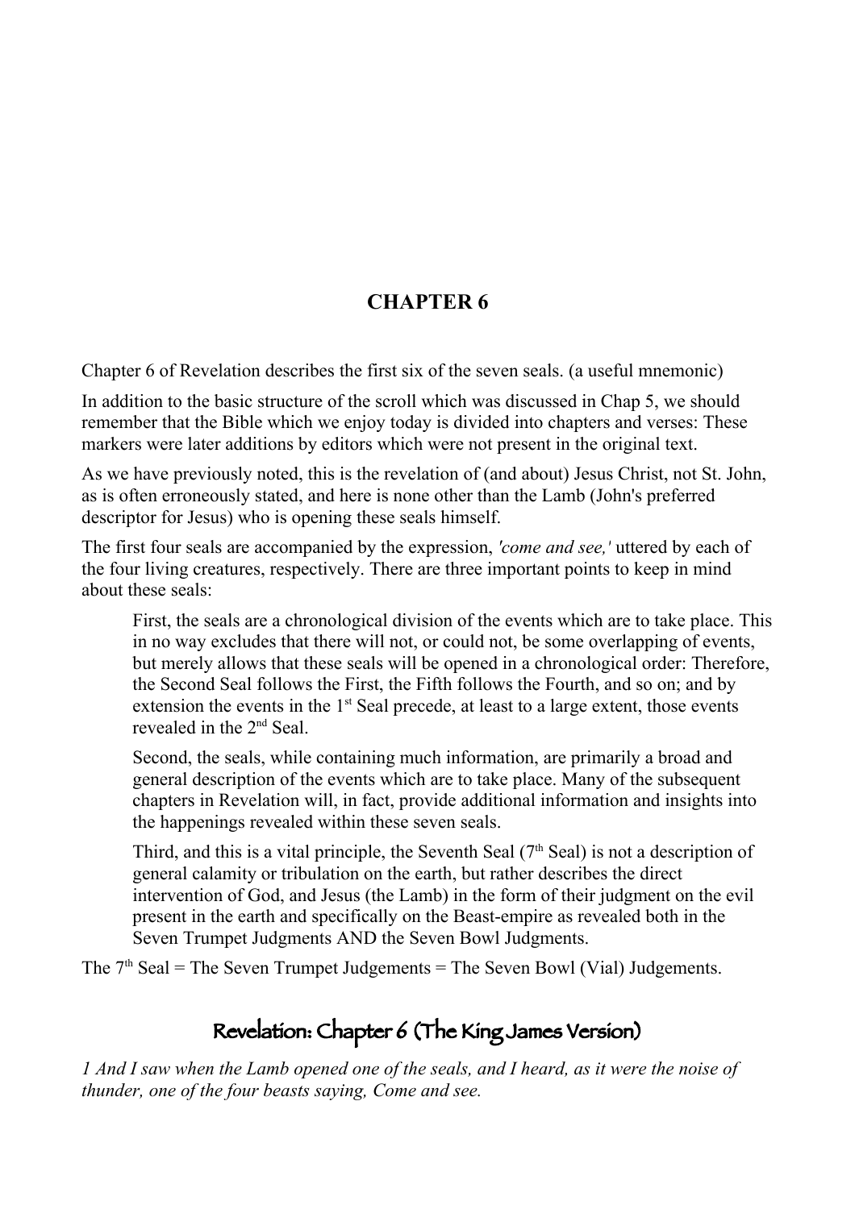# CHAPTER 6

Chapter 6 of Revelation describes the first six of the seven seals. (a useful mnemonic)

In addition to the basic structure of the scroll which was discussed in Chap 5, we should remember that the Bible which we enjoy today is divided into chapters and verses: These markers were later additions by editors which were not present in the original text.

As we have previously noted, this is the revelation of (and about) Jesus Christ, not St. John, as is often erroneously stated, and here is none other than the Lamb (John's preferred descriptor for Jesus) who is opening these seals himself.

The first four seals are accompanied by the expression, *'come and see,'* uttered by each of the four living creatures, respectively. There are three important points to keep in mind about these seals:

> First, the seals are a chronological division of the events which are to take place. This in no way excludes that there will not, or could not, be some overlapping of events, but merely allows that these seals will be opened in a chronological order: Therefore, the Second Seal follows the First, the Fifth follows the Fourth, and so on; and by extension the events in the 1st Seal precede, at least to a large extent, those events revealed in the 2nd Seal.
>
> Second, the seals, while containing much information, are primarily a broad and general description of the events which are to take place. Many of the subsequent chapters in Revelation will, in fact, provide additional information and insights into the happenings revealed within these seven seals.
>
> Third, and this is a vital principle, the Seventh Seal (7th Seal) is not a description of general calamity or tribulation on the earth, but rather describes the direct intervention of God, and Jesus (the Lamb) in the form of their judgment on the evil present in the earth and specifically on the Beast-empire as revealed both in the Seven Trumpet Judgments AND the Seven Bowl Judgments.

The 7th Seal = The Seven Trumpet Judgements = The Seven Bowl (Vial) Judgements.

## Revelation: Chapter 6 (The King James Version)

*1 And I saw when the Lamb opened one of the seals, and I heard, as it were the noise of thunder, one of the four beasts saying, Come and see.*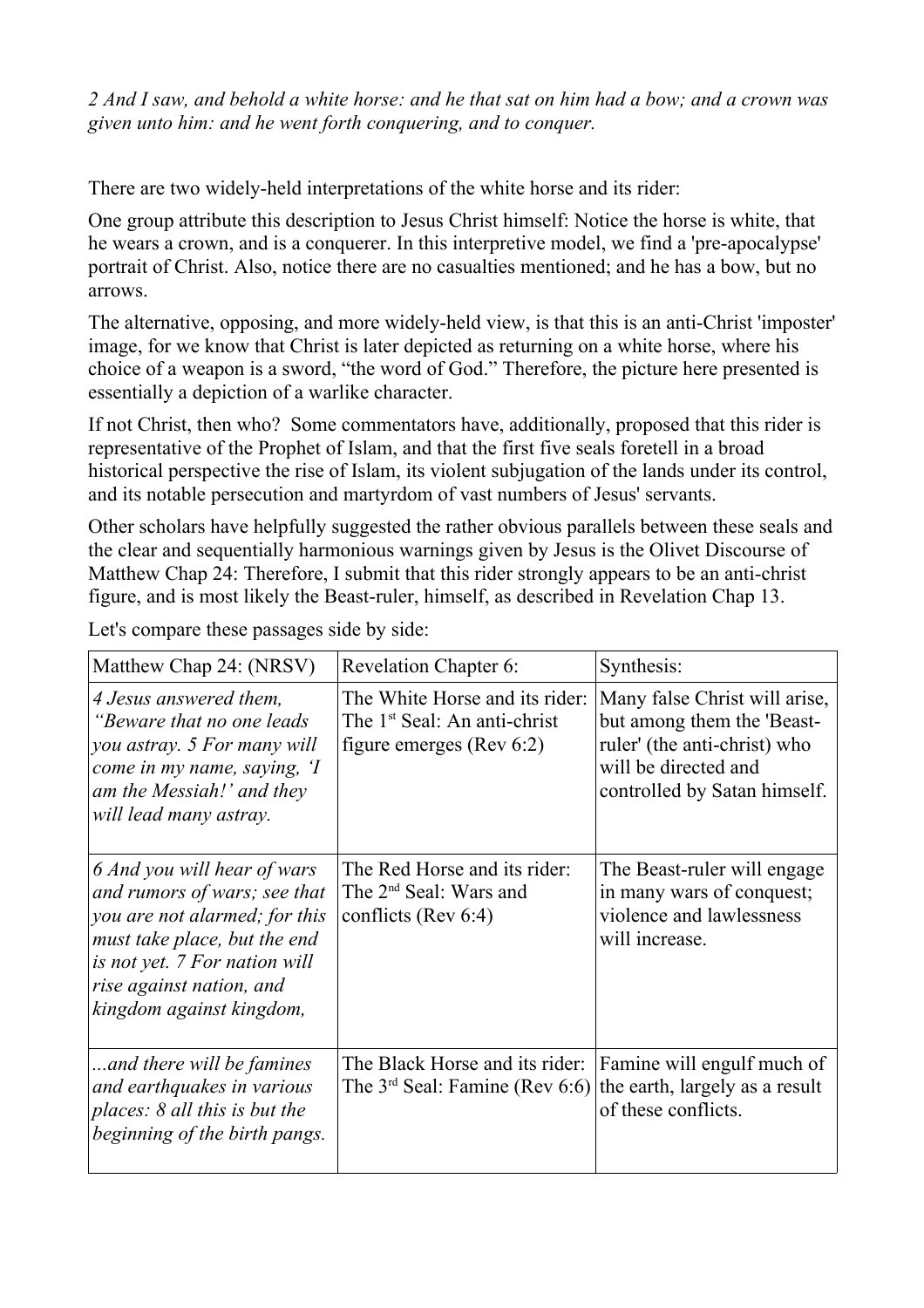*2 And I saw, and behold a white horse: and he that sat on him had a bow; and a crown was given unto him: and he went forth conquering, and to conquer.*

There are two widely-held interpretations of the white horse and its rider:

One group attribute this description to Jesus Christ himself: Notice the horse is white, that he wears a crown, and is a conquerer. In this interpretive model, we find a 'pre-apocalypse' portrait of Christ. Also, notice there are no casualties mentioned; and he has a bow, but no arrows.

The alternative, opposing, and more widely-held view, is that this is an anti-Christ 'imposter' image, for we know that Christ is later depicted as returning on a white horse, where his choice of a weapon is a sword, "the word of God." Therefore, the picture here presented is essentially a depiction of a warlike character.

If not Christ, then who? Some commentators have, additionally, proposed that this rider is representative of the Prophet of Islam, and that the first five seals foretell in a broad historical perspective the rise of Islam, its violent subjugation of the lands under its control, and its notable persecution and martyrdom of vast numbers of Jesus' servants.

Other scholars have helpfully suggested the rather obvious parallels between these seals and the clear and sequentially harmonious warnings given by Jesus is the Olivet Discourse of Matthew Chap 24: Therefore, I submit that this rider strongly appears to be an anti-christ figure, and is most likely the Beast-ruler, himself, as described in Revelation Chap 13.

Let's compare these passages side by side:

| Matthew Chap 24: (NRSV) | Revelation Chapter 6: | Synthesis: |
|---|---|---|
| *4 Jesus answered them, "Beware that no one leads you astray. 5 For many will come in my name, saying, 'I am the Messiah!' and they will lead many astray.* | The White Horse and its rider: The 1st Seal: An anti-christ figure emerges (Rev 6:2) | Many false Christ will arise, but among them the 'Beast-ruler' (the anti-christ) who will be directed and controlled by Satan himself. |
| *6 And you will hear of wars and rumors of wars; see that you are not alarmed; for this must take place, but the end is not yet. 7 For nation will rise against nation, and kingdom against kingdom,* | The Red Horse and its rider: The 2nd Seal: Wars and conflicts (Rev 6:4) | The Beast-ruler will engage in many wars of conquest; violence and lawlessness will increase. |
| *...and there will be famines and earthquakes in various places: 8 all this is but the beginning of the birth pangs.* | The Black Horse and its rider: The 3rd Seal: Famine (Rev 6:6) | Famine will engulf much of the earth, largely as a result of these conflicts. |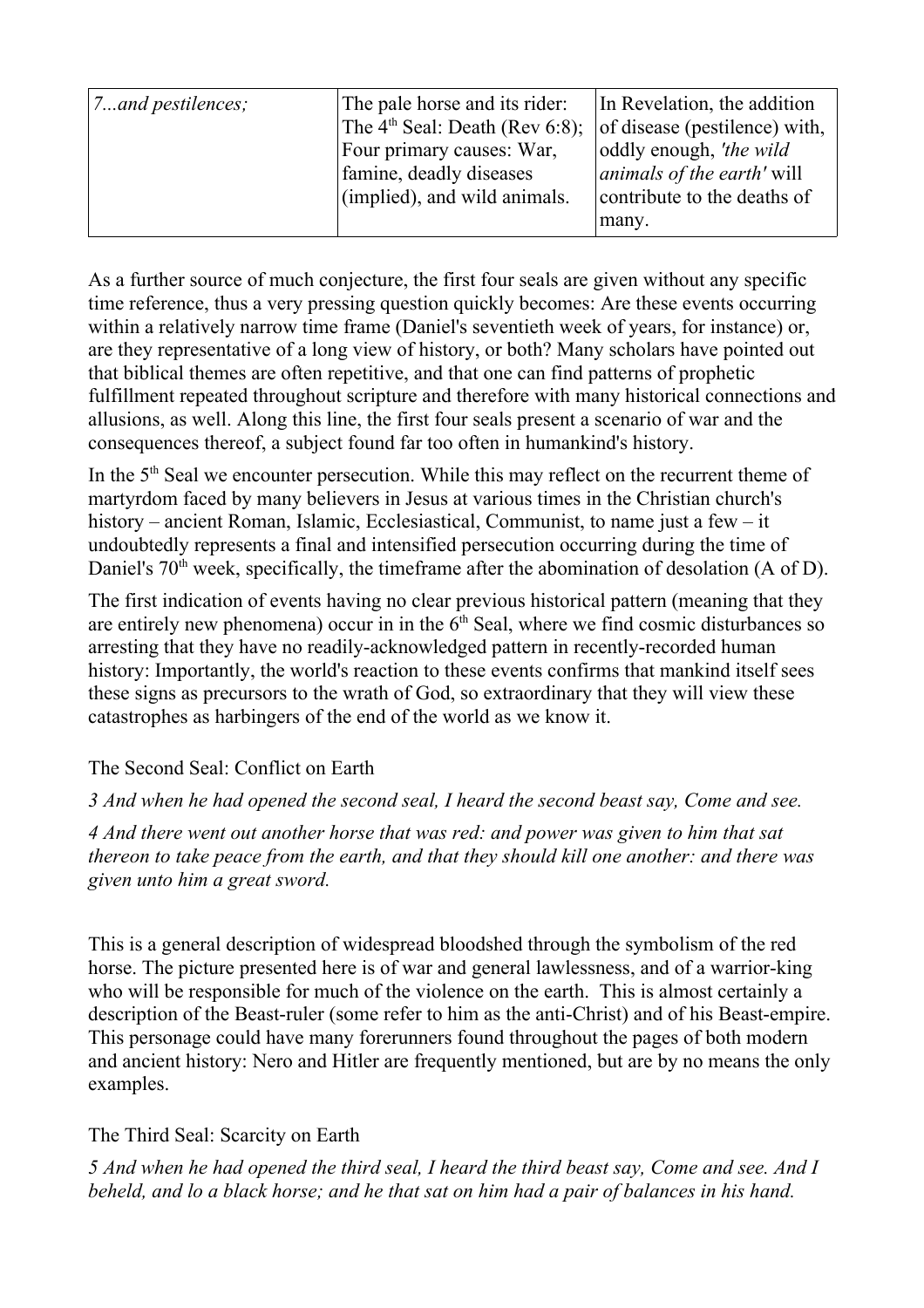| 7...and pestilences; | The pale horse and its rider: The 4th Seal: Death (Rev 6:8); Four primary causes: War, famine, deadly diseases (implied), and wild animals. | In Revelation, the addition of disease (pestilence) with, oddly enough, *'the wild animals of the earth'* will contribute to the deaths of many. |
|---|---|---|

As a further source of much conjecture, the first four seals are given without any specific time reference, thus a very pressing question quickly becomes: Are these events occurring within a relatively narrow time frame (Daniel's seventieth week of years, for instance) or, are they representative of a long view of history, or both? Many scholars have pointed out that biblical themes are often repetitive, and that one can find patterns of prophetic fulfillment repeated throughout scripture and therefore with many historical connections and allusions, as well. Along this line, the first four seals present a scenario of war and the consequences thereof, a subject found far too often in humankind's history.

In the 5th Seal we encounter persecution. While this may reflect on the recurrent theme of martyrdom faced by many believers in Jesus at various times in the Christian church's history – ancient Roman, Islamic, Ecclesiastical, Communist, to name just a few – it undoubtedly represents a final and intensified persecution occurring during the time of Daniel's 70th week, specifically, the timeframe after the abomination of desolation (A of D).

The first indication of events having no clear previous historical pattern (meaning that they are entirely new phenomena) occur in in the 6th Seal, where we find cosmic disturbances so arresting that they have no readily-acknowledged pattern in recently-recorded human history: Importantly, the world's reaction to these events confirms that mankind itself sees these signs as precursors to the wrath of God, so extraordinary that they will view these catastrophes as harbingers of the end of the world as we know it.

The Second Seal: Conflict on Earth

*3 And when he had opened the second seal, I heard the second beast say, Come and see.*

*4 And there went out another horse that was red: and power was given to him that sat thereon to take peace from the earth, and that they should kill one another: and there was given unto him a great sword.*

This is a general description of widespread bloodshed through the symbolism of the red horse. The picture presented here is of war and general lawlessness, and of a warrior-king who will be responsible for much of the violence on the earth. This is almost certainly a description of the Beast-ruler (some refer to him as the anti-Christ) and of his Beast-empire. This personage could have many forerunners found throughout the pages of both modern and ancient history: Nero and Hitler are frequently mentioned, but are by no means the only examples.

The Third Seal: Scarcity on Earth

*5 And when he had opened the third seal, I heard the third beast say, Come and see. And I beheld, and lo a black horse; and he that sat on him had a pair of balances in his hand.*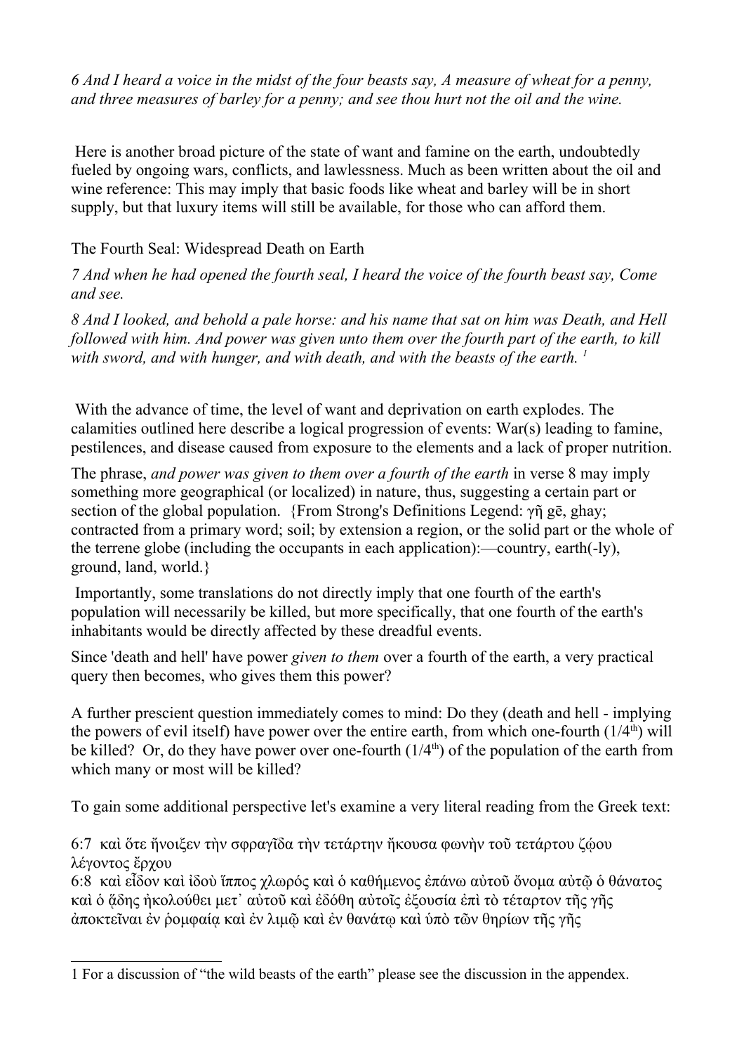*6 And I heard a voice in the midst of the four beasts say, A measure of wheat for a penny, and three measures of barley for a penny; and see thou hurt not the oil and the wine.*

Here is another broad picture of the state of want and famine on the earth, undoubtedly fueled by ongoing wars, conflicts, and lawlessness. Much as been written about the oil and wine reference: This may imply that basic foods like wheat and barley will be in short supply, but that luxury items will still be available, for those who can afford them.

The Fourth Seal: Widespread Death on Earth

*7 And when he had opened the fourth seal, I heard the voice of the fourth beast say, Come and see.*

*8 And I looked, and behold a pale horse: and his name that sat on him was Death, and Hell followed with him. And power was given unto them over the fourth part of the earth, to kill with sword, and with hunger, and with death, and with the beasts of the earth.* [1]

With the advance of time, the level of want and deprivation on earth explodes. The calamities outlined here describe a logical progression of events: War(s) leading to famine, pestilences, and disease caused from exposure to the elements and a lack of proper nutrition.

The phrase, *and power was given to them over a fourth of the earth* in verse 8 may imply something more geographical (or localized) in nature, thus, suggesting a certain part or section of the global population. {From Strong's Definitions Legend: γῆ gē, ghay; contracted from a primary word; soil; by extension a region, or the solid part or the whole of the terrene globe (including the occupants in each application):—country, earth(-ly), ground, land, world.}

Importantly, some translations do not directly imply that one fourth of the earth's population will necessarily be killed, but more specifically, that one fourth of the earth's inhabitants would be directly affected by these dreadful events.

Since 'death and hell' have power *given to them* over a fourth of the earth, a very practical query then becomes, who gives them this power?

A further prescient question immediately comes to mind: Do they (death and hell - implying the powers of evil itself) have power over the entire earth, from which one-fourth (1/4th) will be killed? Or, do they have power over one-fourth (1/4th) of the population of the earth from which many or most will be killed?

To gain some additional perspective let's examine a very literal reading from the Greek text:

6:7 καὶ ὅτε ἤνοιξεν τὴν σφραγῖδα τὴν τετάρτην ἤκουσα φωνὴν τοῦ τετάρτου ζῴου λέγοντος ἔρχου
6:8 καὶ εἶδον καὶ ἰδοὺ ἵππος χλωρός καὶ ὁ καθήμενος ἐπάνω αὐτοῦ ὄνομα αὐτῷ ὁ θάνατος καὶ ὁ ᾅδης ἠκολούθει μετ᾽ αὐτοῦ καὶ ἐδόθη αὐτοῖς ἐξουσία ἐπὶ τὸ τέταρτον τῆς γῆς ἀποκτεῖναι ἐν ῥομφαίᾳ καὶ ἐν λιμῷ καὶ ἐν θανάτῳ καὶ ὑπὸ τῶν θηρίων τῆς γῆς

---

1 For a discussion of "the wild beasts of the earth" please see the discussion in the appendex.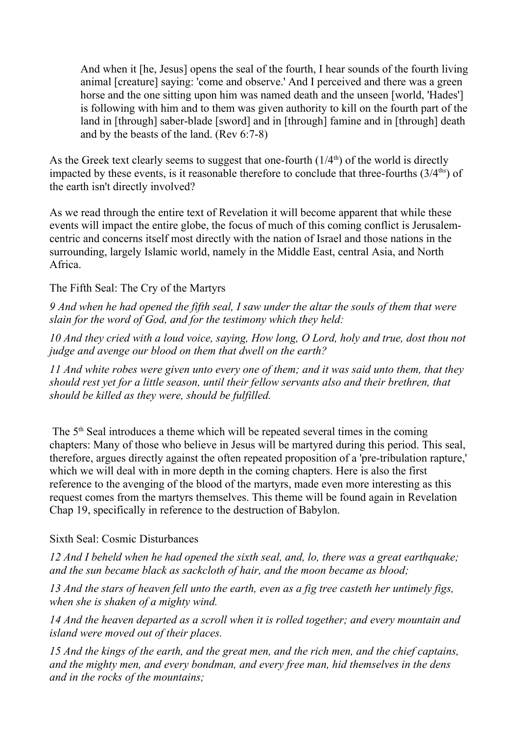> And when it [he, Jesus] opens the seal of the fourth, I hear sounds of the fourth living animal [creature] saying: 'come and observe.' And I perceived and there was a green horse and the one sitting upon him was named death and the unseen [world, 'Hades'] is following with him and to them was given authority to kill on the fourth part of the land in [through] saber-blade [sword] and in [through] famine and in [through] death and by the beasts of the land. (Rev 6:7-8)

As the Greek text clearly seems to suggest that one-fourth (1/4th) of the world is directly impacted by these events, is it reasonable therefore to conclude that three-fourths (3/4ths) of the earth isn't directly involved?

As we read through the entire text of Revelation it will become apparent that while these events will impact the entire globe, the focus of much of this coming conflict is Jerusalem-centric and concerns itself most directly with the nation of Israel and those nations in the surrounding, largely Islamic world, namely in the Middle East, central Asia, and North Africa.

The Fifth Seal: The Cry of the Martyrs

*9 And when he had opened the fifth seal, I saw under the altar the souls of them that were slain for the word of God, and for the testimony which they held:*

*10 And they cried with a loud voice, saying, How long, O Lord, holy and true, dost thou not judge and avenge our blood on them that dwell on the earth?*

*11 And white robes were given unto every one of them; and it was said unto them, that they should rest yet for a little season, until their fellow servants also and their brethren, that should be killed as they were, should be fulfilled.*

The 5th Seal introduces a theme which will be repeated several times in the coming chapters: Many of those who believe in Jesus will be martyred during this period. This seal, therefore, argues directly against the often repeated proposition of a 'pre-tribulation rapture,' which we will deal with in more depth in the coming chapters. Here is also the first reference to the avenging of the blood of the martyrs, made even more interesting as this request comes from the martyrs themselves. This theme will be found again in Revelation Chap 19, specifically in reference to the destruction of Babylon.

Sixth Seal: Cosmic Disturbances

*12 And I beheld when he had opened the sixth seal, and, lo, there was a great earthquake; and the sun became black as sackcloth of hair, and the moon became as blood;*

*13 And the stars of heaven fell unto the earth, even as a fig tree casteth her untimely figs, when she is shaken of a mighty wind.*

*14 And the heaven departed as a scroll when it is rolled together; and every mountain and island were moved out of their places.*

*15 And the kings of the earth, and the great men, and the rich men, and the chief captains, and the mighty men, and every bondman, and every free man, hid themselves in the dens and in the rocks of the mountains;*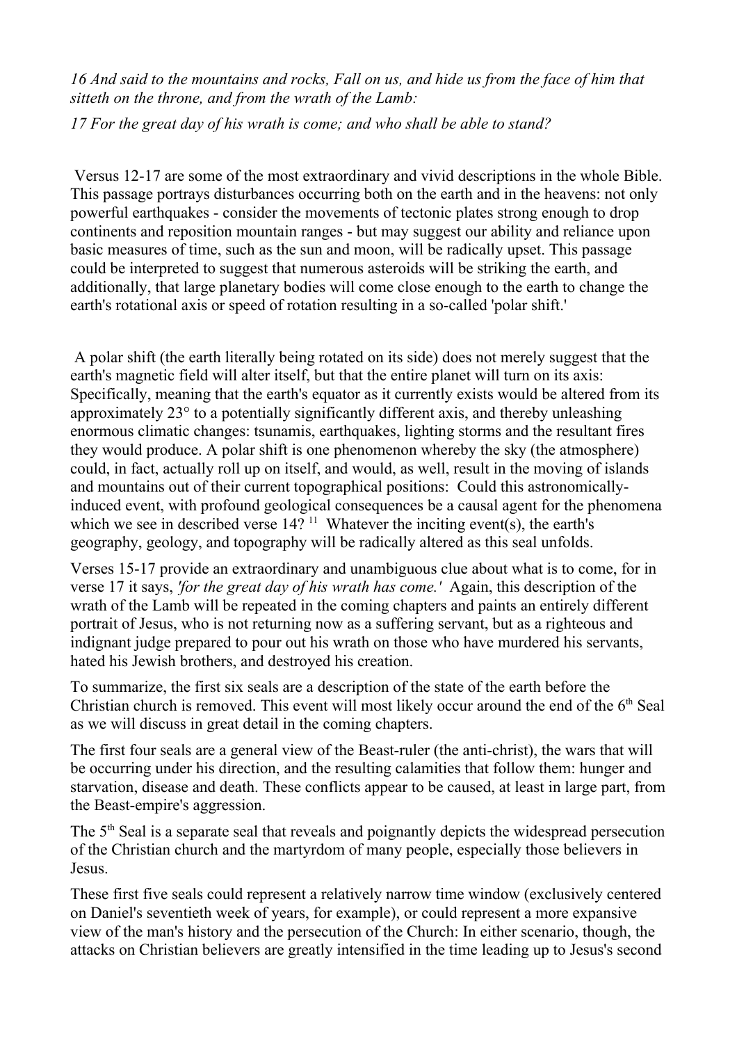*16 And said to the mountains and rocks, Fall on us, and hide us from the face of him that sitteth on the throne, and from the wrath of the Lamb:*

*17 For the great day of his wrath is come; and who shall be able to stand?*

Versus 12-17 are some of the most extraordinary and vivid descriptions in the whole Bible. This passage portrays disturbances occurring both on the earth and in the heavens: not only powerful earthquakes - consider the movements of tectonic plates strong enough to drop continents and reposition mountain ranges - but may suggest our ability and reliance upon basic measures of time, such as the sun and moon, will be radically upset. This passage could be interpreted to suggest that numerous asteroids will be striking the earth, and additionally, that large planetary bodies will come close enough to the earth to change the earth's rotational axis or speed of rotation resulting in a so-called 'polar shift.'

A polar shift (the earth literally being rotated on its side) does not merely suggest that the earth's magnetic field will alter itself, but that the entire planet will turn on its axis: Specifically, meaning that the earth's equator as it currently exists would be altered from its approximately 23° to a potentially significantly different axis, and thereby unleashing enormous climatic changes: tsunamis, earthquakes, lighting storms and the resultant fires they would produce. A polar shift is one phenomenon whereby the sky (the atmosphere) could, in fact, actually roll up on itself, and would, as well, result in the moving of islands and mountains out of their current topographical positions: Could this astronomically-induced event, with profound geological consequences be a causal agent for the phenomena which we see in described verse 14? [11] Whatever the inciting event(s), the earth's geography, geology, and topography will be radically altered as this seal unfolds.

Verses 15-17 provide an extraordinary and unambiguous clue about what is to come, for in verse 17 it says, *'for the great day of his wrath has come.'* Again, this description of the wrath of the Lamb will be repeated in the coming chapters and paints an entirely different portrait of Jesus, who is not returning now as a suffering servant, but as a righteous and indignant judge prepared to pour out his wrath on those who have murdered his servants, hated his Jewish brothers, and destroyed his creation.

To summarize, the first six seals are a description of the state of the earth before the Christian church is removed. This event will most likely occur around the end of the 6th Seal as we will discuss in great detail in the coming chapters.

The first four seals are a general view of the Beast-ruler (the anti-christ), the wars that will be occurring under his direction, and the resulting calamities that follow them: hunger and starvation, disease and death. These conflicts appear to be caused, at least in large part, from the Beast-empire's aggression.

The 5th Seal is a separate seal that reveals and poignantly depicts the widespread persecution of the Christian church and the martyrdom of many people, especially those believers in Jesus.

These first five seals could represent a relatively narrow time window (exclusively centered on Daniel's seventieth week of years, for example), or could represent a more expansive view of the man's history and the persecution of the Church: In either scenario, though, the attacks on Christian believers are greatly intensified in the time leading up to Jesus's second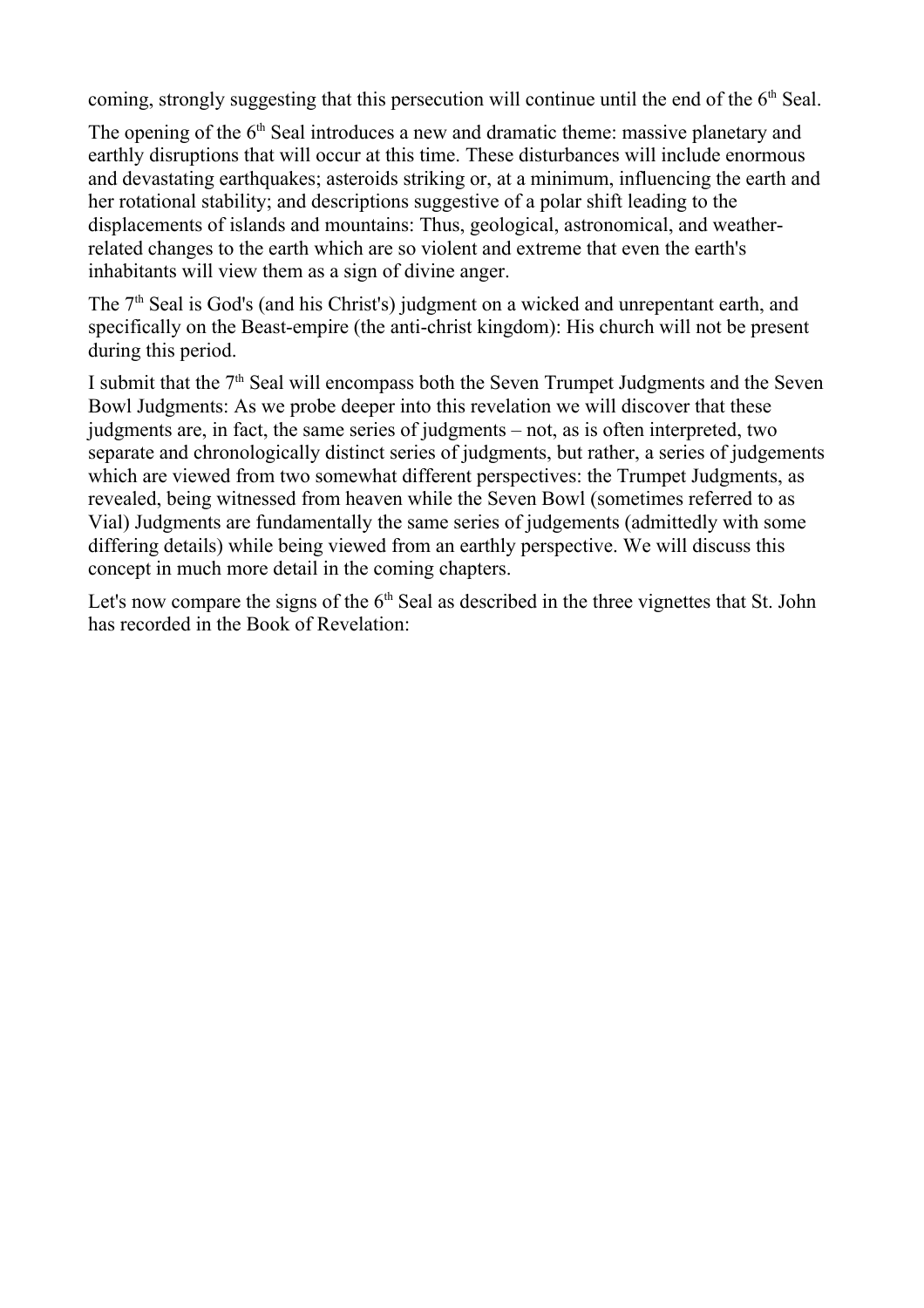coming, strongly suggesting that this persecution will continue until the end of the 6th Seal.

The opening of the 6th Seal introduces a new and dramatic theme: massive planetary and earthly disruptions that will occur at this time. These disturbances will include enormous and devastating earthquakes; asteroids striking or, at a minimum, influencing the earth and her rotational stability; and descriptions suggestive of a polar shift leading to the displacements of islands and mountains: Thus, geological, astronomical, and weather-related changes to the earth which are so violent and extreme that even the earth's inhabitants will view them as a sign of divine anger.

The 7th Seal is God's (and his Christ's) judgment on a wicked and unrepentant earth, and specifically on the Beast-empire (the anti-christ kingdom): His church will not be present during this period.

I submit that the 7th Seal will encompass both the Seven Trumpet Judgments and the Seven Bowl Judgments: As we probe deeper into this revelation we will discover that these judgments are, in fact, the same series of judgments – not, as is often interpreted, two separate and chronologically distinct series of judgments, but rather, a series of judgements which are viewed from two somewhat different perspectives: the Trumpet Judgments, as revealed, being witnessed from heaven while the Seven Bowl (sometimes referred to as Vial) Judgments are fundamentally the same series of judgements (admittedly with some differing details) while being viewed from an earthly perspective. We will discuss this concept in much more detail in the coming chapters.

Let's now compare the signs of the 6th Seal as described in the three vignettes that St. John has recorded in the Book of Revelation: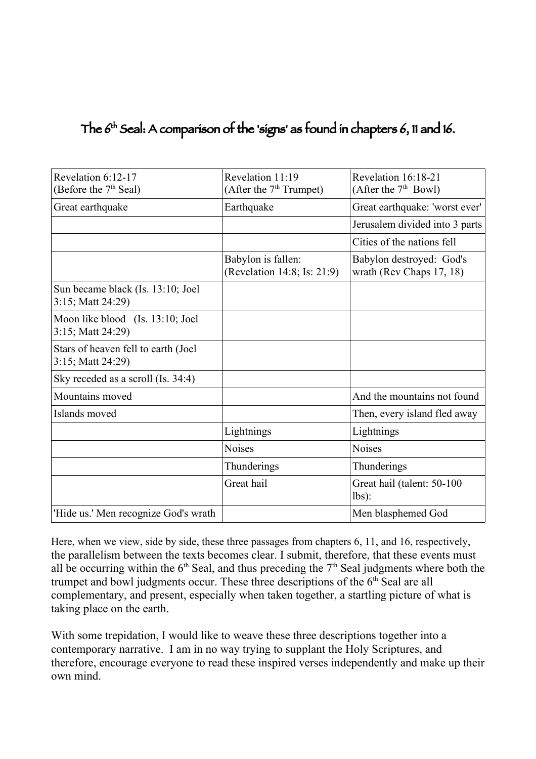# The 6th Seal: A comparison of the 'signs' as found in chapters 6, 11 and 16.

| Revelation 6:12-17 (Before the 7th Seal) | Revelation 11:19 (After the 7th Trumpet) | Revelation 16:18-21 (After the 7th Bowl) |
|---|---|---|
| Great earthquake | Earthquake | Great earthquake: 'worst ever' |
| | | Jerusalem divided into 3 parts |
| | | Cities of the nations fell |
| | Babylon is fallen: (Revelation 14:8; Is: 21:9) | Babylon destroyed: God's wrath (Rev Chaps 17, 18) |
| Sun became black (Is. 13:10; Joel 3:15; Matt 24:29) | | |
| Moon like blood (Is. 13:10; Joel 3:15; Matt 24:29) | | |
| Stars of heaven fell to earth (Joel 3:15; Matt 24:29) | | |
| Sky receded as a scroll (Is. 34:4) | | |
| Mountains moved | | And the mountains not found |
| Islands moved | | Then, every island fled away |
| | Lightnings | Lightnings |
| | Noises | Noises |
| | Thunderings | Thunderings |
| | Great hail | Great hail (talent: 50-100 lbs): |
| 'Hide us.' Men recognize God's wrath | | Men blasphemed God |

Here, when we view, side by side, these three passages from chapters 6, 11, and 16, respectively, the parallelism between the texts becomes clear. I submit, therefore, that these events must all be occurring within the 6th Seal, and thus preceding the 7th Seal judgments where both the trumpet and bowl judgments occur. These three descriptions of the 6th Seal are all complementary, and present, especially when taken together, a startling picture of what is taking place on the earth.

With some trepidation, I would like to weave these three descriptions together into a contemporary narrative. I am in no way trying to supplant the Holy Scriptures, and therefore, encourage everyone to read these inspired verses independently and make up their own mind.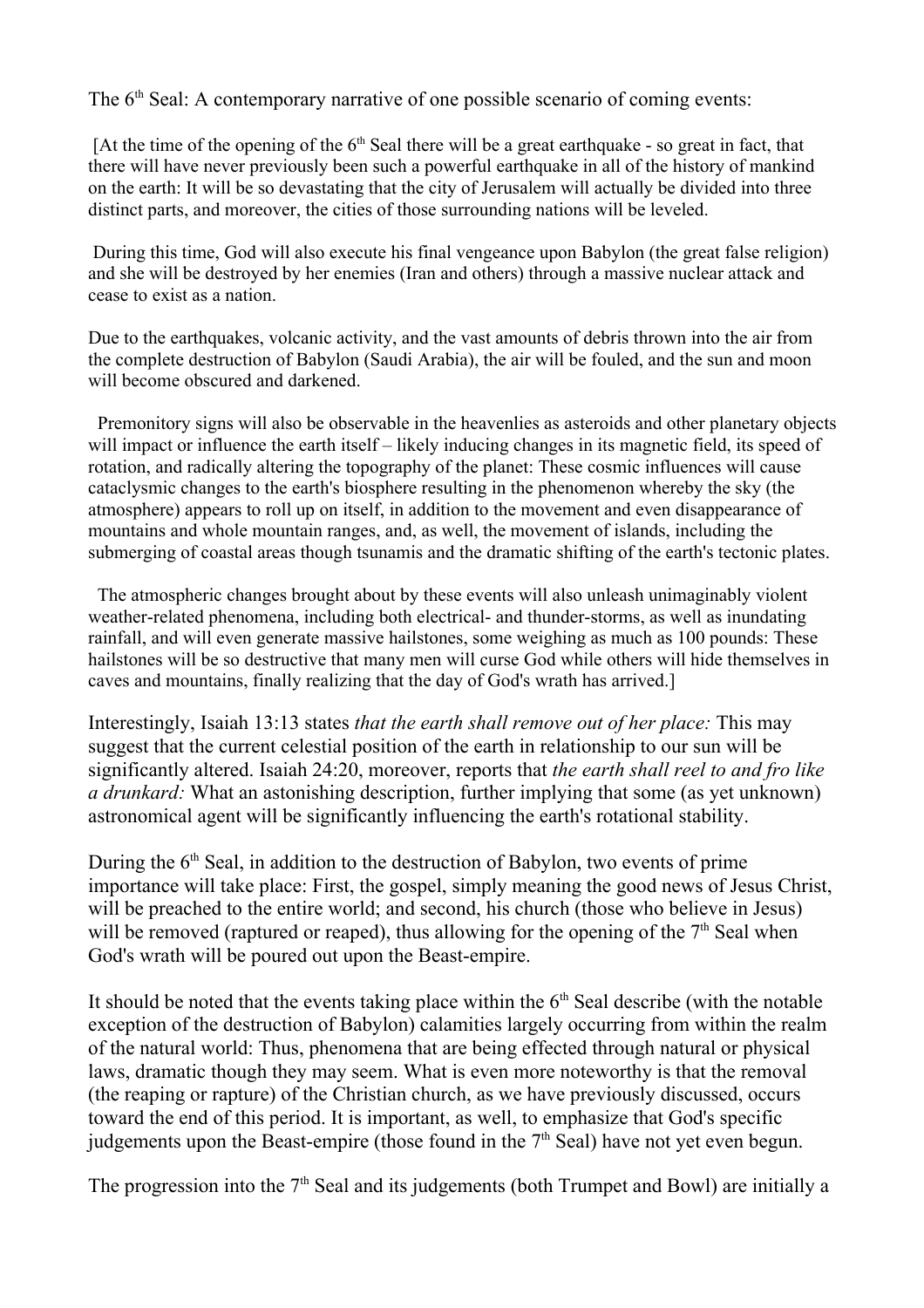The 6th Seal: A contemporary narrative of one possible scenario of coming events:

[At the time of the opening of the 6th Seal there will be a great earthquake - so great in fact, that there will have never previously been such a powerful earthquake in all of the history of mankind on the earth: It will be so devastating that the city of Jerusalem will actually be divided into three distinct parts, and moreover, the cities of those surrounding nations will be leveled.

During this time, God will also execute his final vengeance upon Babylon (the great false religion) and she will be destroyed by her enemies (Iran and others) through a massive nuclear attack and cease to exist as a nation.

Due to the earthquakes, volcanic activity, and the vast amounts of debris thrown into the air from the complete destruction of Babylon (Saudi Arabia), the air will be fouled, and the sun and moon will become obscured and darkened.

Premonitory signs will also be observable in the heavenlies as asteroids and other planetary objects will impact or influence the earth itself – likely inducing changes in its magnetic field, its speed of rotation, and radically altering the topography of the planet: These cosmic influences will cause cataclysmic changes to the earth's biosphere resulting in the phenomenon whereby the sky (the atmosphere) appears to roll up on itself, in addition to the movement and even disappearance of mountains and whole mountain ranges, and, as well, the movement of islands, including the submerging of coastal areas though tsunamis and the dramatic shifting of the earth's tectonic plates.

The atmospheric changes brought about by these events will also unleash unimaginably violent weather-related phenomena, including both electrical- and thunder-storms, as well as inundating rainfall, and will even generate massive hailstones, some weighing as much as 100 pounds: These hailstones will be so destructive that many men will curse God while others will hide themselves in caves and mountains, finally realizing that the day of God's wrath has arrived.]

Interestingly, Isaiah 13:13 states *that the earth shall remove out of her place:* This may suggest that the current celestial position of the earth in relationship to our sun will be significantly altered. Isaiah 24:20, moreover, reports that *the earth shall reel to and fro like a drunkard:* What an astonishing description, further implying that some (as yet unknown) astronomical agent will be significantly influencing the earth's rotational stability.

During the 6th Seal, in addition to the destruction of Babylon, two events of prime importance will take place: First, the gospel, simply meaning the good news of Jesus Christ, will be preached to the entire world; and second, his church (those who believe in Jesus) will be removed (raptured or reaped), thus allowing for the opening of the 7th Seal when God's wrath will be poured out upon the Beast-empire.

It should be noted that the events taking place within the 6th Seal describe (with the notable exception of the destruction of Babylon) calamities largely occurring from within the realm of the natural world: Thus, phenomena that are being effected through natural or physical laws, dramatic though they may seem. What is even more noteworthy is that the removal (the reaping or rapture) of the Christian church, as we have previously discussed, occurs toward the end of this period. It is important, as well, to emphasize that God's specific judgements upon the Beast-empire (those found in the 7th Seal) have not yet even begun.

The progression into the 7th Seal and its judgements (both Trumpet and Bowl) are initially a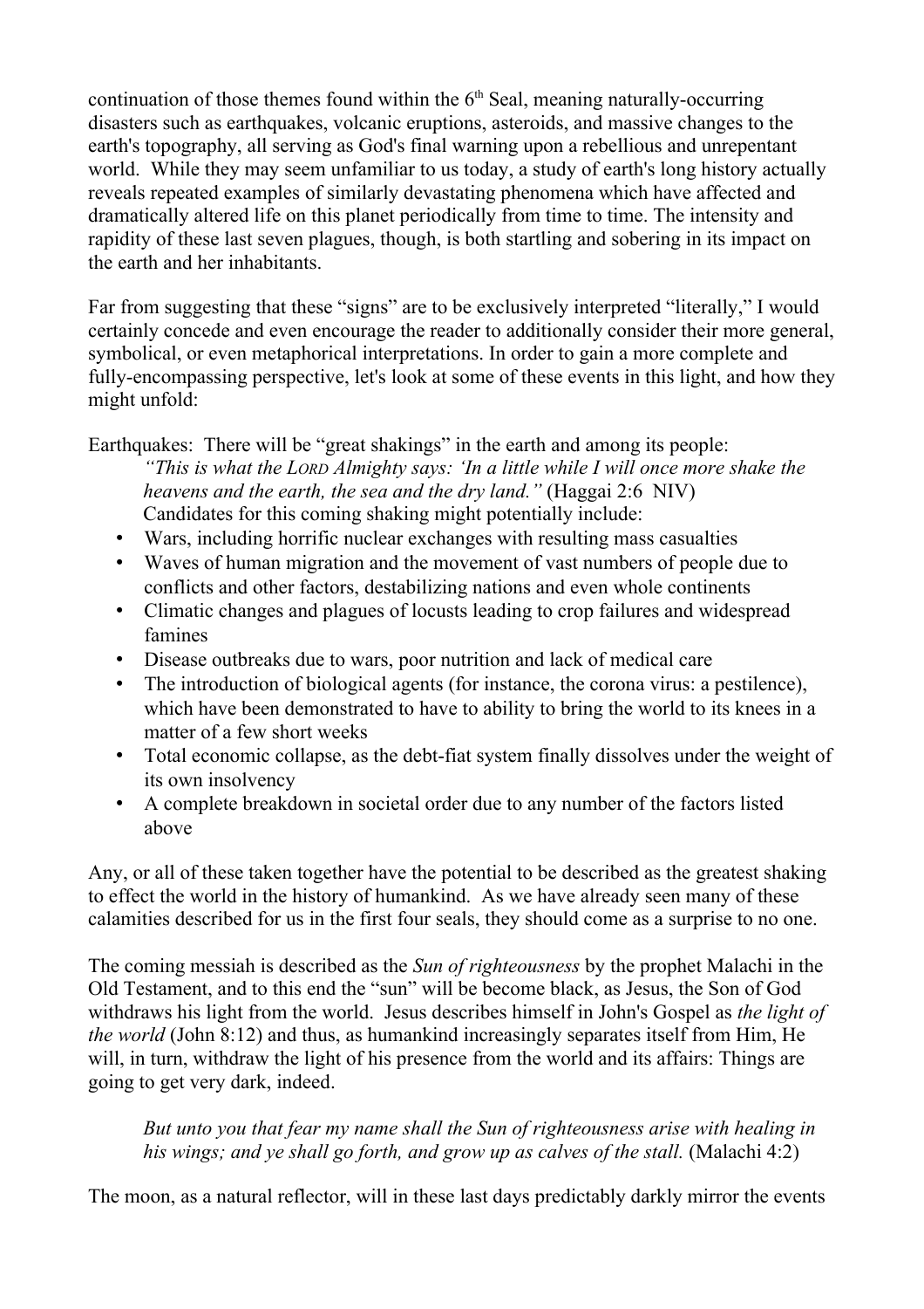continuation of those themes found within the 6th Seal, meaning naturally-occurring disasters such as earthquakes, volcanic eruptions, asteroids, and massive changes to the earth's topography, all serving as God's final warning upon a rebellious and unrepentant world. While they may seem unfamiliar to us today, a study of earth's long history actually reveals repeated examples of similarly devastating phenomena which have affected and dramatically altered life on this planet periodically from time to time. The intensity and rapidity of these last seven plagues, though, is both startling and sobering in its impact on the earth and her inhabitants.

Far from suggesting that these "signs" are to be exclusively interpreted "literally," I would certainly concede and even encourage the reader to additionally consider their more general, symbolical, or even metaphorical interpretations. In order to gain a more complete and fully-encompassing perspective, let's look at some of these events in this light, and how they might unfold:

Earthquakes: There will be "great shakings" in the earth and among its people:

> *"This is what the LORD Almighty says: 'In a little while I will once more shake the heavens and the earth, the sea and the dry land."* (Haggai 2:6 NIV)

Candidates for this coming shaking might potentially include:

- Wars, including horrific nuclear exchanges with resulting mass casualties
- Waves of human migration and the movement of vast numbers of people due to conflicts and other factors, destabilizing nations and even whole continents
- Climatic changes and plagues of locusts leading to crop failures and widespread famines
- Disease outbreaks due to wars, poor nutrition and lack of medical care
- The introduction of biological agents (for instance, the corona virus: a pestilence), which have been demonstrated to have to ability to bring the world to its knees in a matter of a few short weeks
- Total economic collapse, as the debt-fiat system finally dissolves under the weight of its own insolvency
- A complete breakdown in societal order due to any number of the factors listed above

Any, or all of these taken together have the potential to be described as the greatest shaking to effect the world in the history of humankind. As we have already seen many of these calamities described for us in the first four seals, they should come as a surprise to no one.

The coming messiah is described as the *Sun of righteousness* by the prophet Malachi in the Old Testament, and to this end the "sun" will be become black, as Jesus, the Son of God withdraws his light from the world. Jesus describes himself in John's Gospel as *the light of the world* (John 8:12) and thus, as humankind increasingly separates itself from Him, He will, in turn, withdraw the light of his presence from the world and its affairs: Things are going to get very dark, indeed.

> *But unto you that fear my name shall the Sun of righteousness arise with healing in his wings; and ye shall go forth, and grow up as calves of the stall.* (Malachi 4:2)

The moon, as a natural reflector, will in these last days predictably darkly mirror the events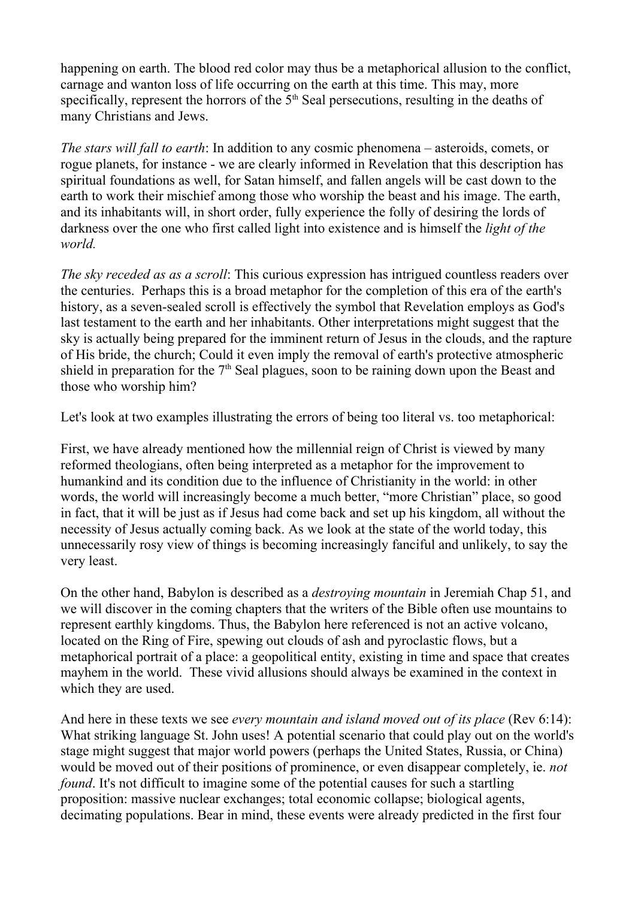happening on earth. The blood red color may thus be a metaphorical allusion to the conflict, carnage and wanton loss of life occurring on the earth at this time. This may, more specifically, represent the horrors of the 5th Seal persecutions, resulting in the deaths of many Christians and Jews.

*The stars will fall to earth*: In addition to any cosmic phenomena – asteroids, comets, or rogue planets, for instance - we are clearly informed in Revelation that this description has spiritual foundations as well, for Satan himself, and fallen angels will be cast down to the earth to work their mischief among those who worship the beast and his image. The earth, and its inhabitants will, in short order, fully experience the folly of desiring the lords of darkness over the one who first called light into existence and is himself the *light of the world.*

*The sky receded as as a scroll*: This curious expression has intrigued countless readers over the centuries. Perhaps this is a broad metaphor for the completion of this era of the earth's history, as a seven-sealed scroll is effectively the symbol that Revelation employs as God's last testament to the earth and her inhabitants. Other interpretations might suggest that the sky is actually being prepared for the imminent return of Jesus in the clouds, and the rapture of His bride, the church; Could it even imply the removal of earth's protective atmospheric shield in preparation for the 7th Seal plagues, soon to be raining down upon the Beast and those who worship him?

Let's look at two examples illustrating the errors of being too literal vs. too metaphorical:

First, we have already mentioned how the millennial reign of Christ is viewed by many reformed theologians, often being interpreted as a metaphor for the improvement to humankind and its condition due to the influence of Christianity in the world: in other words, the world will increasingly become a much better, "more Christian" place, so good in fact, that it will be just as if Jesus had come back and set up his kingdom, all without the necessity of Jesus actually coming back. As we look at the state of the world today, this unnecessarily rosy view of things is becoming increasingly fanciful and unlikely, to say the very least.

On the other hand, Babylon is described as a *destroying mountain* in Jeremiah Chap 51, and we will discover in the coming chapters that the writers of the Bible often use mountains to represent earthly kingdoms. Thus, the Babylon here referenced is not an active volcano, located on the Ring of Fire, spewing out clouds of ash and pyroclastic flows, but a metaphorical portrait of a place: a geopolitical entity, existing in time and space that creates mayhem in the world. These vivid allusions should always be examined in the context in which they are used.

And here in these texts we see *every mountain and island moved out of its place* (Rev 6:14): What striking language St. John uses! A potential scenario that could play out on the world's stage might suggest that major world powers (perhaps the United States, Russia, or China) would be moved out of their positions of prominence, or even disappear completely, ie. *not found*. It's not difficult to imagine some of the potential causes for such a startling proposition: massive nuclear exchanges; total economic collapse; biological agents, decimating populations. Bear in mind, these events were already predicted in the first four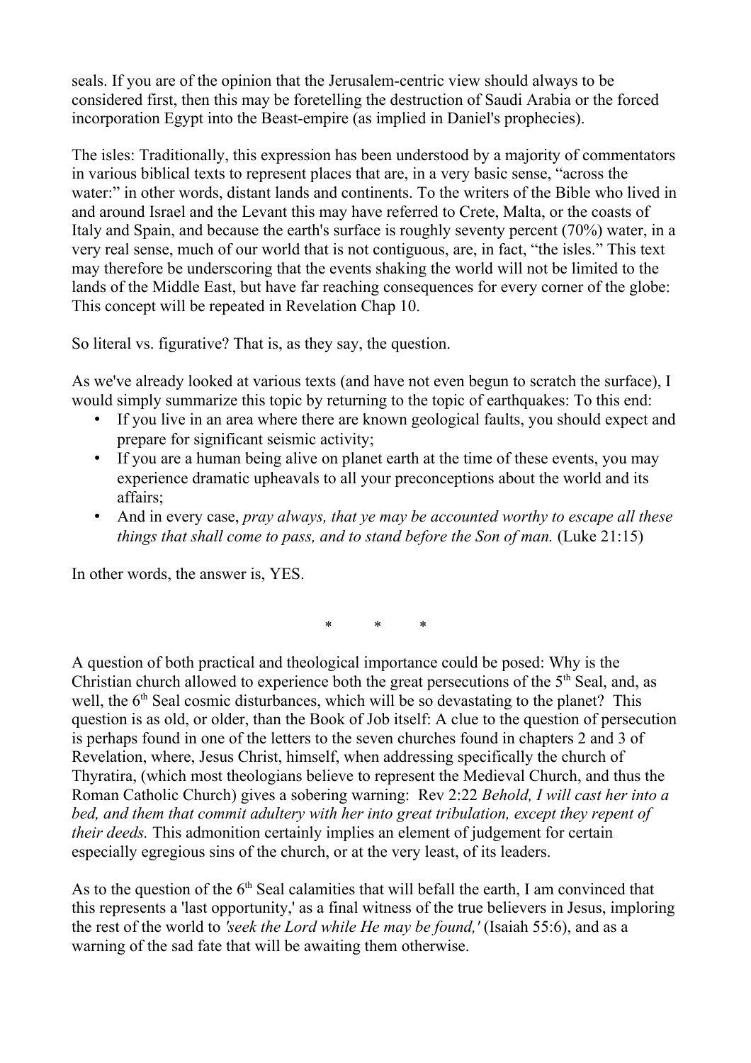seals. If you are of the opinion that the Jerusalem-centric view should always to be considered first, then this may be foretelling the destruction of Saudi Arabia or the forced incorporation Egypt into the Beast-empire (as implied in Daniel's prophecies).

The isles: Traditionally, this expression has been understood by a majority of commentators in various biblical texts to represent places that are, in a very basic sense, "across the water:" in other words, distant lands and continents. To the writers of the Bible who lived in and around Israel and the Levant this may have referred to Crete, Malta, or the coasts of Italy and Spain, and because the earth's surface is roughly seventy percent (70%) water, in a very real sense, much of our world that is not contiguous, are, in fact, "the isles." This text may therefore be underscoring that the events shaking the world will not be limited to the lands of the Middle East, but have far reaching consequences for every corner of the globe: This concept will be repeated in Revelation Chap 10.

So literal vs. figurative? That is, as they say, the question.

As we've already looked at various texts (and have not even begun to scratch the surface), I would simply summarize this topic by returning to the topic of earthquakes: To this end:

- If you live in an area where there are known geological faults, you should expect and prepare for significant seismic activity;
- If you are a human being alive on planet earth at the time of these events, you may experience dramatic upheavals to all your preconceptions about the world and its affairs;
- And in every case, *pray always, that ye may be accounted worthy to escape all these things that shall come to pass, and to stand before the Son of man.* (Luke 21:15)

In other words, the answer is, YES.

\* \* \*

A question of both practical and theological importance could be posed: Why is the Christian church allowed to experience both the great persecutions of the 5th Seal, and, as well, the 6th Seal cosmic disturbances, which will be so devastating to the planet? This question is as old, or older, than the Book of Job itself: A clue to the question of persecution is perhaps found in one of the letters to the seven churches found in chapters 2 and 3 of Revelation, where, Jesus Christ, himself, when addressing specifically the church of Thyratira, (which most theologians believe to represent the Medieval Church, and thus the Roman Catholic Church) gives a sobering warning: Rev 2:22 *Behold, I will cast her into a bed, and them that commit adultery with her into great tribulation, except they repent of their deeds.* This admonition certainly implies an element of judgement for certain especially egregious sins of the church, or at the very least, of its leaders.

As to the question of the 6th Seal calamities that will befall the earth, I am convinced that this represents a 'last opportunity,' as a final witness of the true believers in Jesus, imploring the rest of the world to *'seek the Lord while He may be found,'* (Isaiah 55:6), and as a warning of the sad fate that will be awaiting them otherwise.